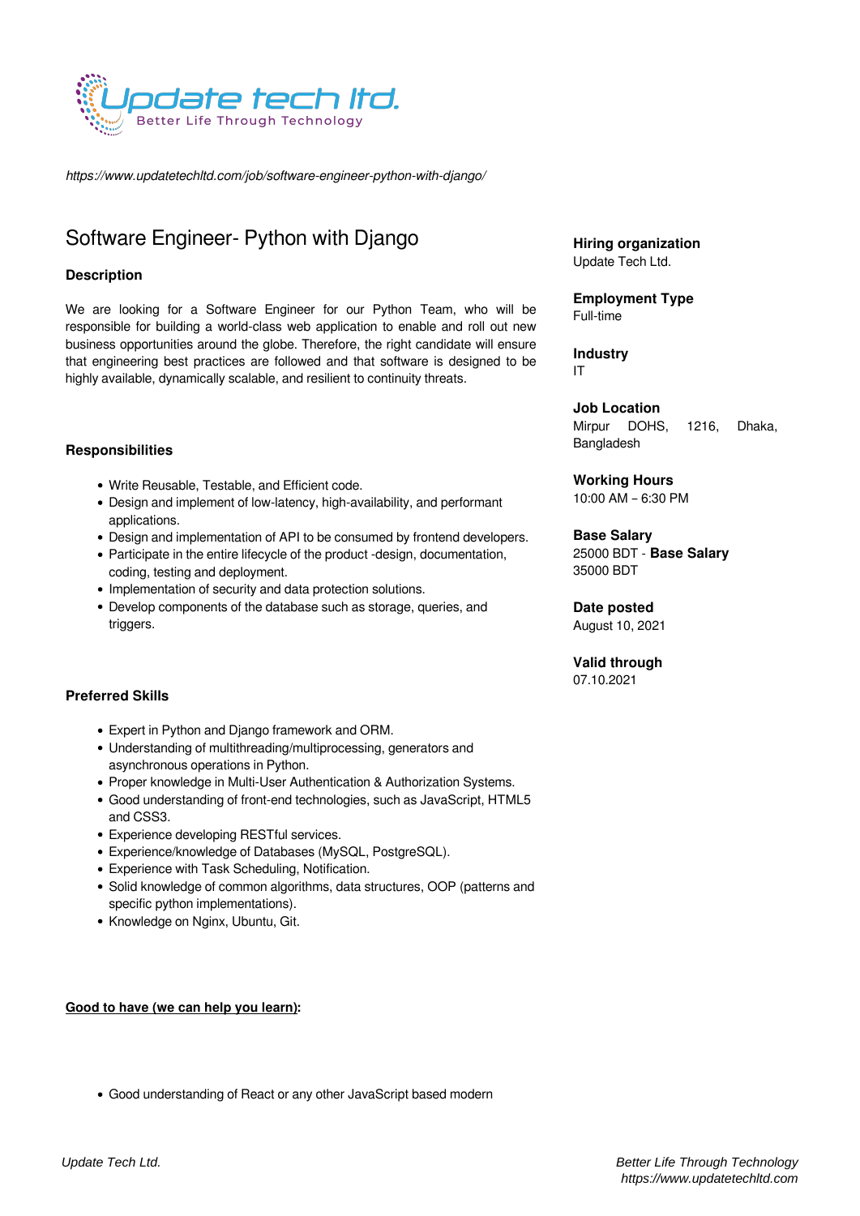*https://www.updatetechltd.com/job/software-engineer-python-with-django/*

# Software Engineer- Python with Django

### Description

We are looking for a Software Engineer for our Python Team, who will be responsible for building a world-class web application to enable and roll out new business opportunities around the globe. Therefore, the right candidate will ensure that engineering best practices are followed and that software is designed to be highly available, dynamically scalable, and resilient to continuity threats.

### Responsibilities

- Write Reusable, Testable, and Efficient code.
- Design and implement of low-latency, high-availability, and performant applications.
- Design and implementation of API to be consumed by frontend developers.
- Participate in the entire lifecycle of the product -design, documentation, coding, testing and deployment.
- Implementation of security and data protection solutions.
- Develop components of the database such as storage, queries, and triggers.

### Preferred Skills

- Expert in Python and Django framework and ORM.
- Understanding of multithreading/multiprocessing, generators and asynchronous operations in Python.
- Proper knowledge in Multi-User Authentication & Authorization Systems.
- Good understanding of front-end technologies, such as JavaScript, HTML5 and CSS3.
- Experience developing RESTful services.
- Experience/knowledge of Databases (MySQL, PostgreSQL).
- Experience with Task Scheduling, Notification.
- Solid knowledge of common algorithms, data structures, OOP (patterns and specific python implementations).
- Knowledge on Nginx, Ubuntu, Git.

**Good to have (we can help you learn):**

- Good understanding of React or any other JavaScript based modern

**Hiring organization**
Update Tech Ltd.

**Employment Type**
Full-time

**Industry**
IT

**Job Location**
Mirpur DOHS, 1216, Dhaka, Bangladesh

**Working Hours**
10:00 AM – 6:30 PM

**Base Salary**
25000 BDT - **Base Salary** 35000 BDT

**Date posted**
August 10, 2021

**Valid through**
07.10.2021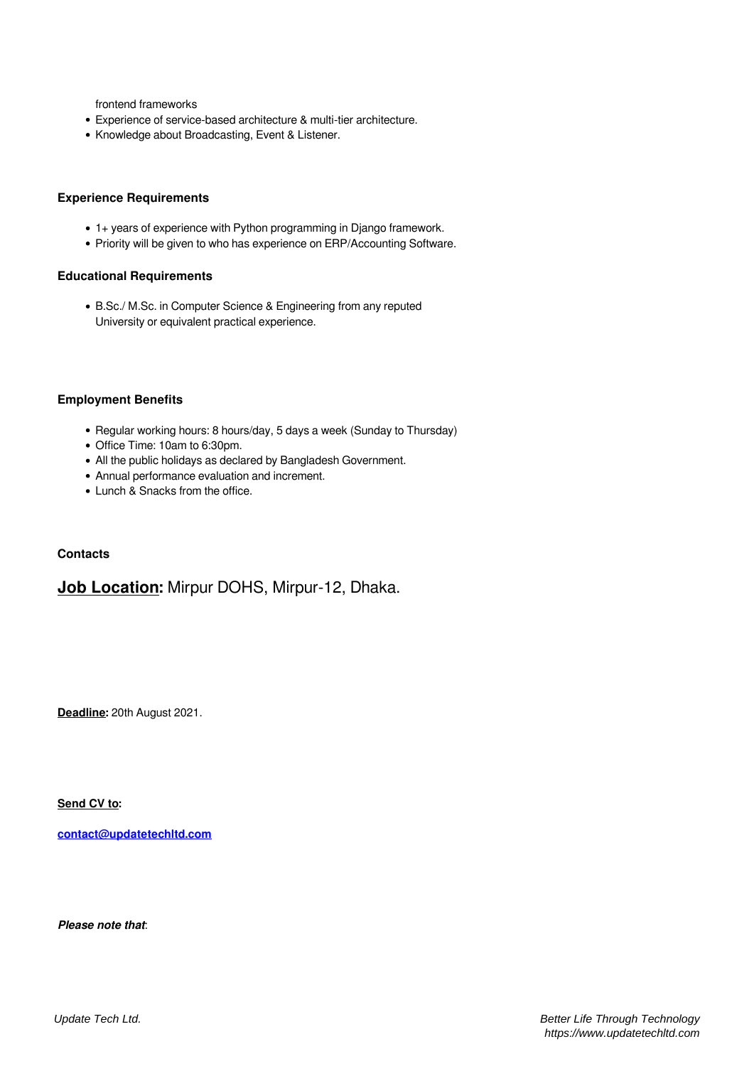frontend frameworks

- Experience of service-based architecture & multi-tier architecture.
- Knowledge about Broadcasting, Event & Listener.

**Experience Requirements**

- 1+ years of experience with Python programming in Django framework.
- Priority will be given to who has experience on ERP/Accounting Software.

**Educational Requirements**

- B.Sc./ M.Sc. in Computer Science & Engineering from any reputed University or equivalent practical experience.

**Employment Benefits**

- Regular working hours: 8 hours/day, 5 days a week (Sunday to Thursday)
- Office Time: 10am to 6:30pm.
- All the public holidays as declared by Bangladesh Government.
- Annual performance evaluation and increment.
- Lunch & Snacks from the office.

**Contacts**

## **Job Location:** Mirpur DOHS, Mirpur-12, Dhaka.

**Deadline:** 20th August 2021.

**Send CV to:**

**contact@updatetechltd.com**

***Please note that***: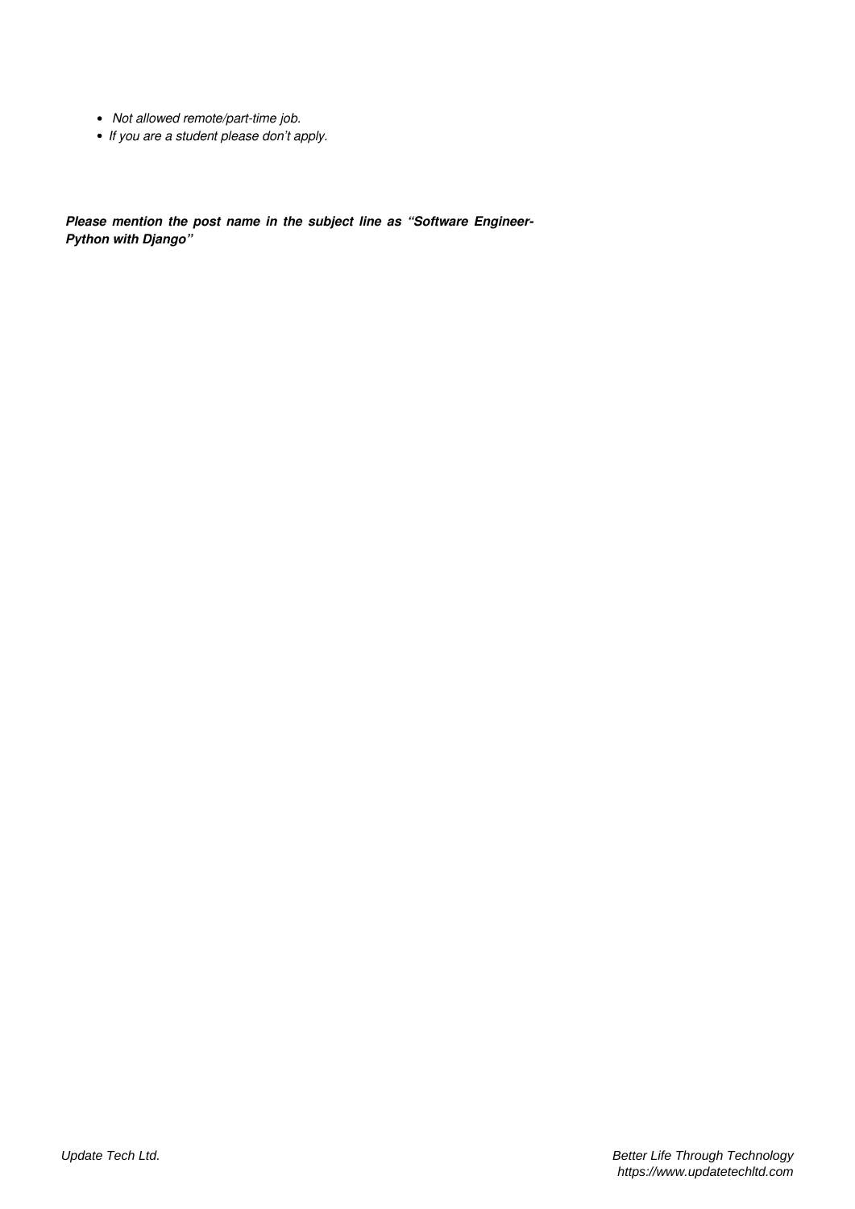- *Not allowed remote/part-time job.*
- *If you are a student please don't apply.*

***Please mention the post name in the subject line as "Software Engineer-Python with Django"***